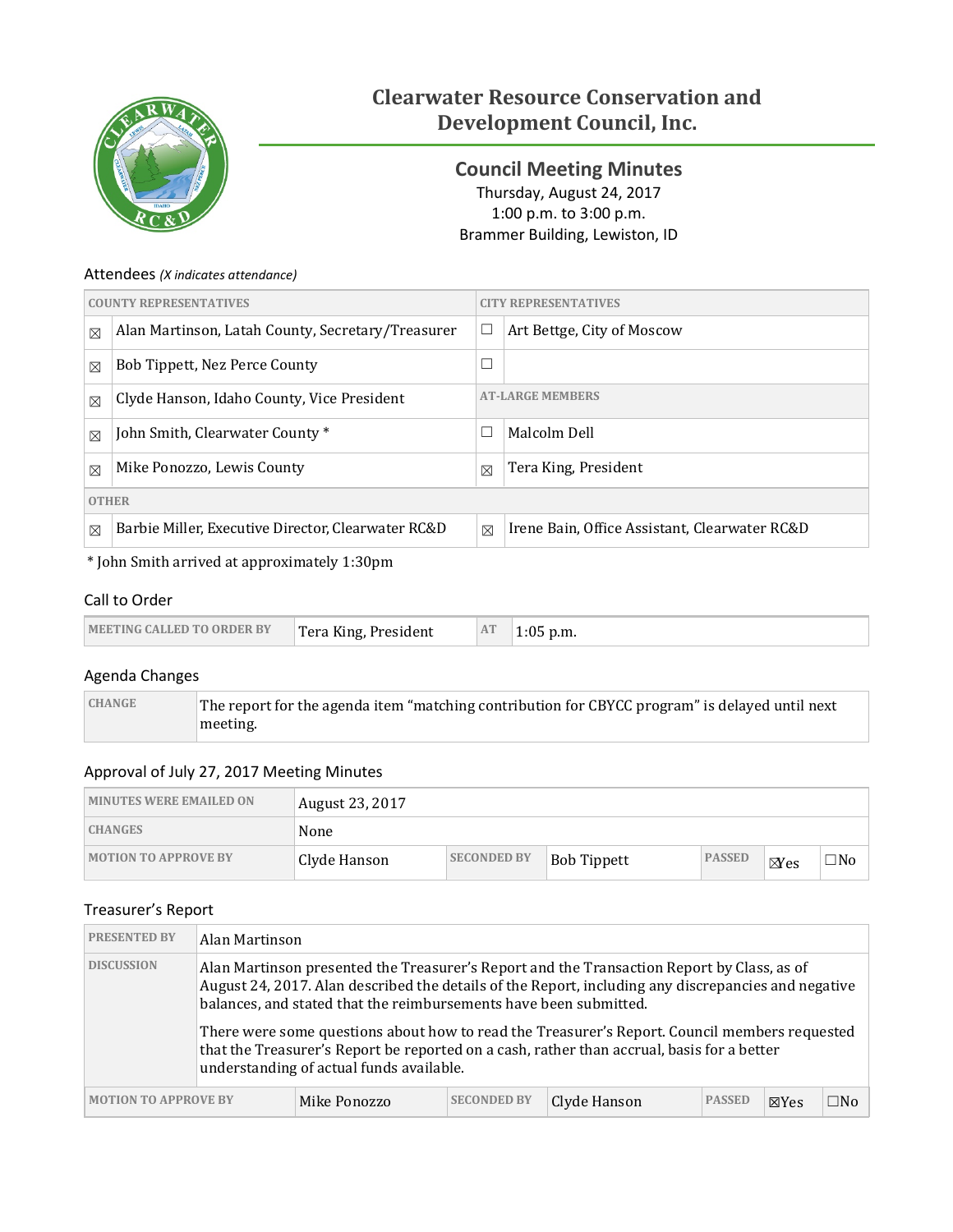# Clearwater Resource Conservation and Development Council, Inc.

## Council Meeting Minutes

Thursday, August 24, 2017
1:00 p.m. to 3:00 p.m.
Brammer Building, Lewiston, ID

### Attendees *(X indicates attendance)*

| COUNTY REPRESENTATIVES | | CITY REPRESENTATIVES | |
|---|---|---|---|
| ☒ | Alan Martinson, Latah County, Secretary/Treasurer | ☐ | Art Bettge, City of Moscow |
| ☒ | Bob Tippett, Nez Perce County | ☐ | |
| ☒ | Clyde Hanson, Idaho County, Vice President | AT-LARGE MEMBERS | |
| ☒ | John Smith, Clearwater County * | ☐ | Malcolm Dell |
| ☒ | Mike Ponozzo, Lewis County | ☒ | Tera King, President |
| OTHER | | | |
| ☒ | Barbie Miller, Executive Director, Clearwater RC&D | ☒ | Irene Bain, Office Assistant, Clearwater RC&D |

* John Smith arrived at approximately 1:30pm

### Call to Order

| MEETING CALLED TO ORDER BY | Tera King, President | AT | 1:05 p.m. |
|---|---|---|---|

### Agenda Changes

| CHANGE | The report for the agenda item "matching contribution for CBYCC program" is delayed until next meeting. |
|---|---|

### Approval of July 27, 2017 Meeting Minutes

| MINUTES WERE EMAILED ON | August 23, 2017 | | | | | |
|---|---|---|---|---|---|---|
| CHANGES | None | | | | | |
| MOTION TO APPROVE BY | Clyde Hanson | SECONDED BY | Bob Tippett | PASSED | ☒Yes | ☐No |

### Treasurer's Report

| PRESENTED BY | Alan Martinson | | | | | |
|---|---|---|---|---|---|---|
| DISCUSSION | Alan Martinson presented the Treasurer's Report and the Transaction Report by Class, as of August 24, 2017. Alan described the details of the Report, including any discrepancies and negative balances, and stated that the reimbursements have been submitted. There were some questions about how to read the Treasurer's Report. Council members requested that the Treasurer's Report be reported on a cash, rather than accrual, basis for a better understanding of actual funds available. | | | | | |
| MOTION TO APPROVE BY | Mike Ponozzo | SECONDED BY | Clyde Hanson | PASSED | ☒Yes | ☐No |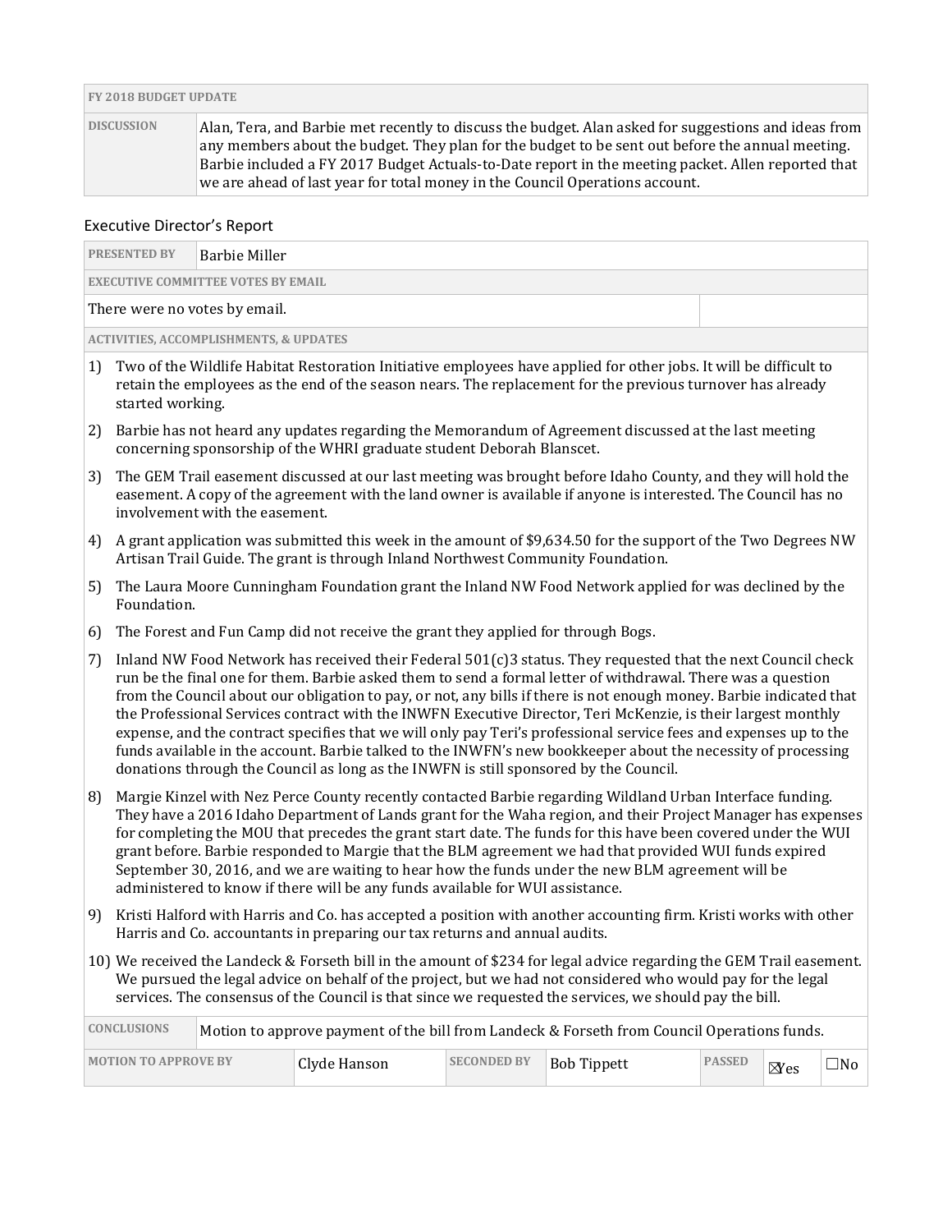| FY 2018 BUDGET UPDATE | |
|---|---|
| DISCUSSION | Alan, Tera, and Barbie met recently to discuss the budget. Alan asked for suggestions and ideas from any members about the budget. They plan for the budget to be sent out before the annual meeting. Barbie included a FY 2017 Budget Actuals-to-Date report in the meeting packet. Allen reported that we are ahead of last year for total money in the Council Operations account. |

## Executive Director's Report

| PRESENTED BY | Barbie Miller |
|---|---|
| **EXECUTIVE COMMITTEE VOTES BY EMAIL** | |
| There were no votes by email. | |

**ACTIVITIES, ACCOMPLISHMENTS, & UPDATES**

1) Two of the Wildlife Habitat Restoration Initiative employees have applied for other jobs. It will be difficult to retain the employees as the end of the season nears. The replacement for the previous turnover has already started working.
2) Barbie has not heard any updates regarding the Memorandum of Agreement discussed at the last meeting concerning sponsorship of the WHRI graduate student Deborah Blanscet.
3) The GEM Trail easement discussed at our last meeting was brought before Idaho County, and they will hold the easement. A copy of the agreement with the land owner is available if anyone is interested. The Council has no involvement with the easement.
4) A grant application was submitted this week in the amount of $9,634.50 for the support of the Two Degrees NW Artisan Trail Guide. The grant is through Inland Northwest Community Foundation.
5) The Laura Moore Cunningham Foundation grant the Inland NW Food Network applied for was declined by the Foundation.
6) The Forest and Fun Camp did not receive the grant they applied for through Bogs.
7) Inland NW Food Network has received their Federal 501(c)3 status. They requested that the next Council check run be the final one for them. Barbie asked them to send a formal letter of withdrawal. There was a question from the Council about our obligation to pay, or not, any bills if there is not enough money. Barbie indicated that the Professional Services contract with the INWFN Executive Director, Teri McKenzie, is their largest monthly expense, and the contract specifies that we will only pay Teri's professional service fees and expenses up to the funds available in the account. Barbie talked to the INWFN's new bookkeeper about the necessity of processing donations through the Council as long as the INWFN is still sponsored by the Council.
8) Margie Kinzel with Nez Perce County recently contacted Barbie regarding Wildland Urban Interface funding. They have a 2016 Idaho Department of Lands grant for the Waha region, and their Project Manager has expenses for completing the MOU that precedes the grant start date. The funds for this have been covered under the WUI grant before. Barbie responded to Margie that the BLM agreement we had that provided WUI funds expired September 30, 2016, and we are waiting to hear how the funds under the new BLM agreement will be administered to know if there will be any funds available for WUI assistance.
9) Kristi Halford with Harris and Co. has accepted a position with another accounting firm. Kristi works with other Harris and Co. accountants in preparing our tax returns and annual audits.
10) We received the Landeck & Forseth bill in the amount of $234 for legal advice regarding the GEM Trail easement. We pursued the legal advice on behalf of the project, but we had not considered who would pay for the legal services. The consensus of the Council is that since we requested the services, we should pay the bill.

| CONCLUSIONS | Motion to approve payment of the bill from Landeck & Forseth from Council Operations funds. | | | | | |
|---|---|---|---|---|---|---|
| MOTION TO APPROVE BY | Clyde Hanson | SECONDED BY | Bob Tippett | PASSED | ☒Yes | ☐No |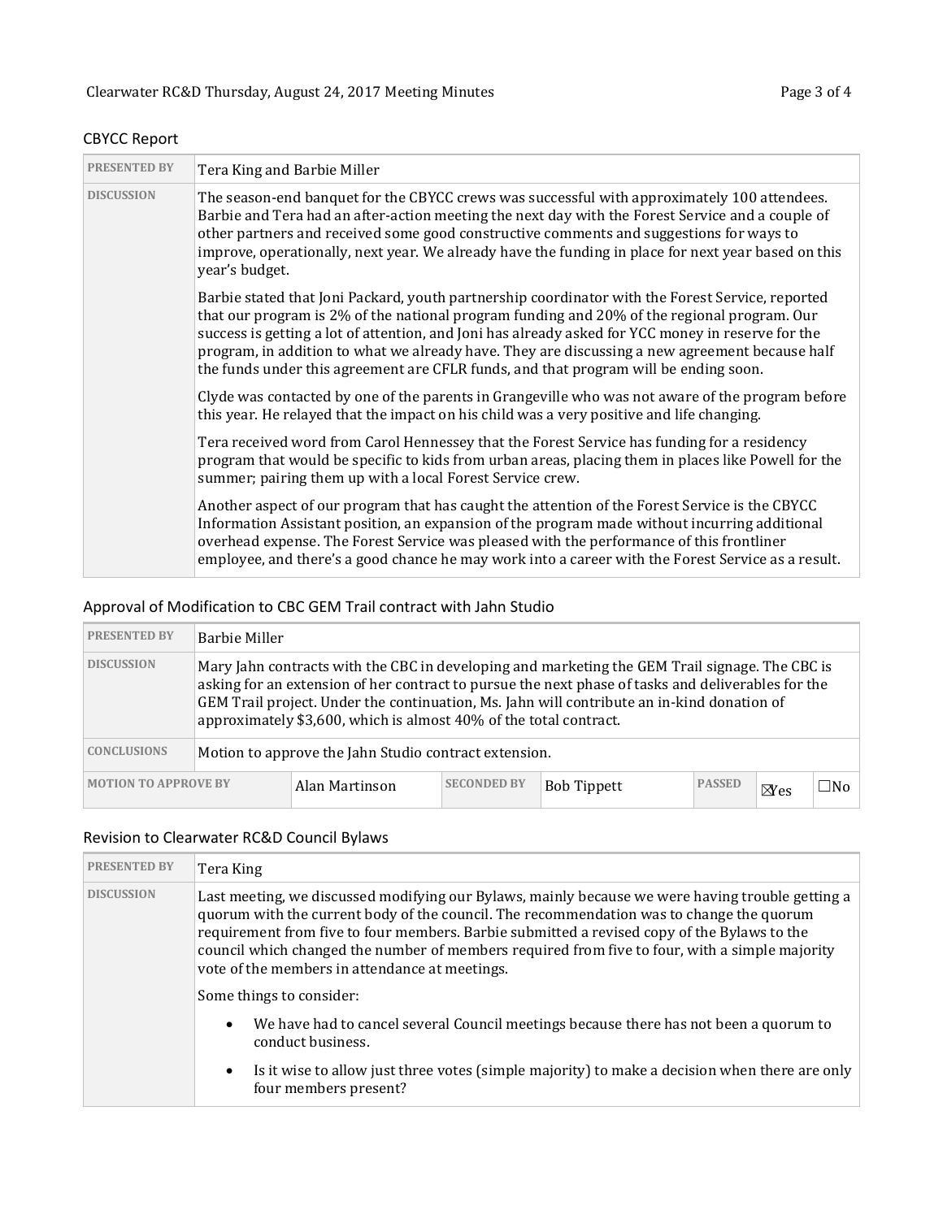## CBYCC Report

| PRESENTED BY | Tera King and Barbie Miller |
|---|---|
| DISCUSSION | The season-end banquet for the CBYCC crews was successful with approximately 100 attendees. Barbie and Tera had an after-action meeting the next day with the Forest Service and a couple of other partners and received some good constructive comments and suggestions for ways to improve, operationally, next year. We already have the funding in place for next year based on this year's budget.<br><br>Barbie stated that Joni Packard, youth partnership coordinator with the Forest Service, reported that our program is 2% of the national program funding and 20% of the regional program. Our success is getting a lot of attention, and Joni has already asked for YCC money in reserve for the program, in addition to what we already have. They are discussing a new agreement because half the funds under this agreement are CFLR funds, and that program will be ending soon.<br><br>Clyde was contacted by one of the parents in Grangeville who was not aware of the program before this year. He relayed that the impact on his child was a very positive and life changing.<br><br>Tera received word from Carol Hennessey that the Forest Service has funding for a residency program that would be specific to kids from urban areas, placing them in places like Powell for the summer; pairing them up with a local Forest Service crew.<br><br>Another aspect of our program that has caught the attention of the Forest Service is the CBYCC Information Assistant position, an expansion of the program made without incurring additional overhead expense. The Forest Service was pleased with the performance of this frontliner employee, and there's a good chance he may work into a career with the Forest Service as a result. |

## Approval of Modification to CBC GEM Trail contract with Jahn Studio

| PRESENTED BY | Barbie Miller | | | | | |
|---|---|---|---|---|---|---|
| DISCUSSION | Mary Jahn contracts with the CBC in developing and marketing the GEM Trail signage. The CBC is asking for an extension of her contract to pursue the next phase of tasks and deliverables for the GEM Trail project. Under the continuation, Ms. Jahn will contribute an in-kind donation of approximately $3,600, which is almost 40% of the total contract. | | | | | |
| CONCLUSIONS | Motion to approve the Jahn Studio contract extension. | | | | | |
| MOTION TO APPROVE BY | Alan Martinson | SECONDED BY | Bob Tippett | PASSED | ☒Yes | ☐No |

## Revision to Clearwater RC&D Council Bylaws

| PRESENTED BY | Tera King |
|---|---|
| DISCUSSION | Last meeting, we discussed modifying our Bylaws, mainly because we were having trouble getting a quorum with the current body of the council. The recommendation was to change the quorum requirement from five to four members. Barbie submitted a revised copy of the Bylaws to the council which changed the number of members required from five to four, with a simple majority vote of the members in attendance at meetings.<br><br>Some things to consider:<br><br>• We have had to cancel several Council meetings because there has not been a quorum to conduct business.<br><br>• Is it wise to allow just three votes (simple majority) to make a decision when there are only four members present? |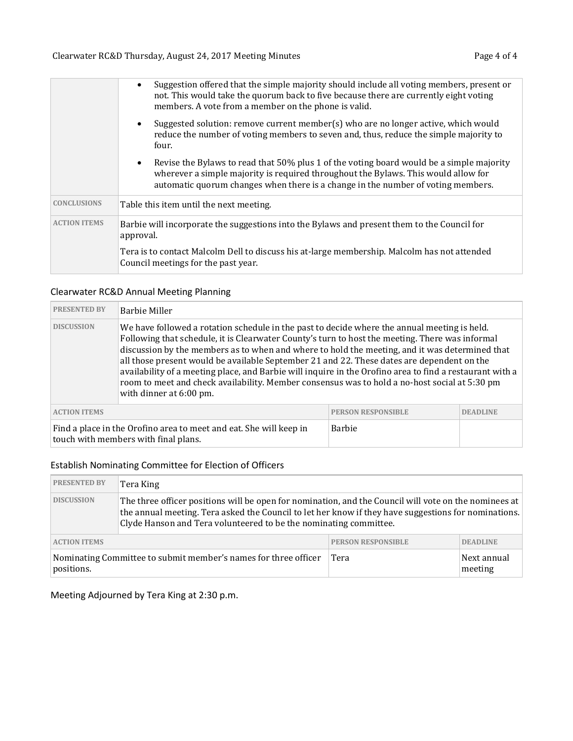| | |
|---|---|
| | • Suggestion offered that the simple majority should include all voting members, present or not. This would take the quorum back to five because there are currently eight voting members. A vote from a member on the phone is valid.<br>• Suggested solution: remove current member(s) who are no longer active, which would reduce the number of voting members to seven and, thus, reduce the simple majority to four.<br>• Revise the Bylaws to read that 50% plus 1 of the voting board would be a simple majority wherever a simple majority is required throughout the Bylaws. This would allow for automatic quorum changes when there is a change in the number of voting members. |
| CONCLUSIONS | Table this item until the next meeting. |
| ACTION ITEMS | Barbie will incorporate the suggestions into the Bylaws and present them to the Council for approval.<br>Tera is to contact Malcolm Dell to discuss his at-large membership. Malcolm has not attended Council meetings for the past year. |

## Clearwater RC&D Annual Meeting Planning

| PRESENTED BY | Barbie Miller | |
|---|---|---|
| DISCUSSION | We have followed a rotation schedule in the past to decide where the annual meeting is held. Following that schedule, it is Clearwater County's turn to host the meeting. There was informal discussion by the members as to when and where to hold the meeting, and it was determined that all those present would be available September 21 and 22. These dates are dependent on the availability of a meeting place, and Barbie will inquire in the Orofino area to find a restaurant with a room to meet and check availability. Member consensus was to hold a no-host social at 5:30 pm with dinner at 6:00 pm. | |

| ACTION ITEMS | PERSON RESPONSIBLE | DEADLINE |
|---|---|---|
| Find a place in the Orofino area to meet and eat. She will keep in touch with members with final plans. | Barbie | |

## Establish Nominating Committee for Election of Officers

| PRESENTED BY | Tera King |
|---|---|
| DISCUSSION | The three officer positions will be open for nomination, and the Council will vote on the nominees at the annual meeting. Tera asked the Council to let her know if they have suggestions for nominations. Clyde Hanson and Tera volunteered to be the nominating committee. |

| ACTION ITEMS | PERSON RESPONSIBLE | DEADLINE |
|---|---|---|
| Nominating Committee to submit member's names for three officer positions. | Tera | Next annual meeting |

Meeting Adjourned by Tera King at 2:30 p.m.